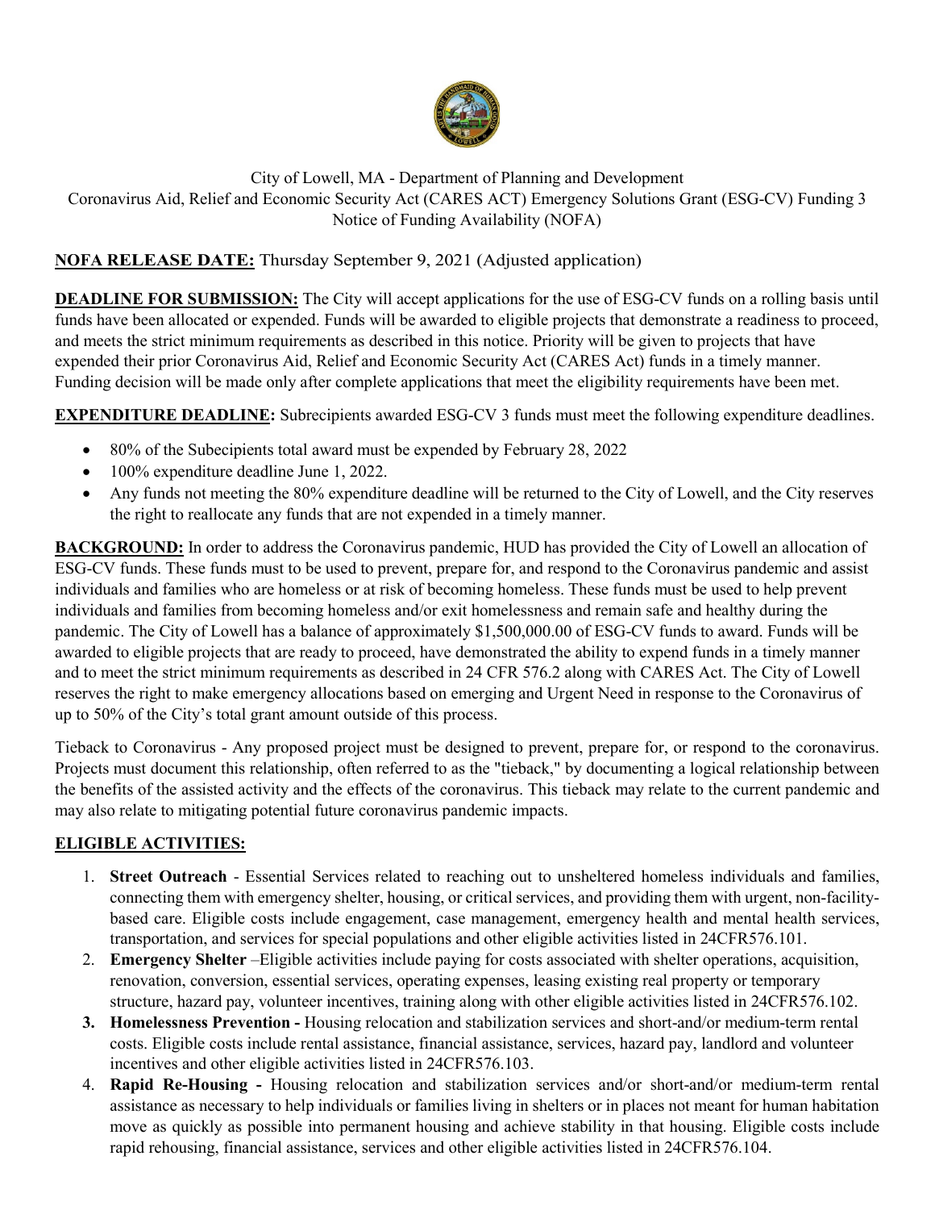City of Lowell, MA - Department of Planning and Development
Coronavirus Aid, Relief and Economic Security Act (CARES ACT) Emergency Solutions Grant (ESG-CV) Funding 3
Notice of Funding Availability (NOFA)

**NOFA RELEASE DATE:** Thursday September 9, 2021 (Adjusted application)

**DEADLINE FOR SUBMISSION:** The City will accept applications for the use of ESG-CV funds on a rolling basis until funds have been allocated or expended. Funds will be awarded to eligible projects that demonstrate a readiness to proceed, and meets the strict minimum requirements as described in this notice. Priority will be given to projects that have expended their prior Coronavirus Aid, Relief and Economic Security Act (CARES Act) funds in a timely manner. Funding decision will be made only after complete applications that meet the eligibility requirements have been met.

**EXPENDITURE DEADLINE:** Subrecipients awarded ESG-CV 3 funds must meet the following expenditure deadlines.

- 80% of the Subecipients total award must be expended by February 28, 2022
- 100% expenditure deadline June 1, 2022.
- Any funds not meeting the 80% expenditure deadline will be returned to the City of Lowell, and the City reserves the right to reallocate any funds that are not expended in a timely manner.

**BACKGROUND:** In order to address the Coronavirus pandemic, HUD has provided the City of Lowell an allocation of ESG-CV funds. These funds must to be used to prevent, prepare for, and respond to the Coronavirus pandemic and assist individuals and families who are homeless or at risk of becoming homeless. These funds must be used to help prevent individuals and families from becoming homeless and/or exit homelessness and remain safe and healthy during the pandemic. The City of Lowell has a balance of approximately $1,500,000.00 of ESG-CV funds to award. Funds will be awarded to eligible projects that are ready to proceed, have demonstrated the ability to expend funds in a timely manner and to meet the strict minimum requirements as described in 24 CFR 576.2 along with CARES Act. The City of Lowell reserves the right to make emergency allocations based on emerging and Urgent Need in response to the Coronavirus of up to 50% of the City's total grant amount outside of this process.

Tieback to Coronavirus - Any proposed project must be designed to prevent, prepare for, or respond to the coronavirus. Projects must document this relationship, often referred to as the "tieback," by documenting a logical relationship between the benefits of the assisted activity and the effects of the coronavirus. This tieback may relate to the current pandemic and may also relate to mitigating potential future coronavirus pandemic impacts.

**ELIGIBLE ACTIVITIES:**

1. **Street Outreach** - Essential Services related to reaching out to unsheltered homeless individuals and families, connecting them with emergency shelter, housing, or critical services, and providing them with urgent, non-facility-based care. Eligible costs include engagement, case management, emergency health and mental health services, transportation, and services for special populations and other eligible activities listed in 24CFR576.101.
2. **Emergency Shelter** –Eligible activities include paying for costs associated with shelter operations, acquisition, renovation, conversion, essential services, operating expenses, leasing existing real property or temporary structure, hazard pay, volunteer incentives, training along with other eligible activities listed in 24CFR576.102.
3. **Homelessness Prevention -** Housing relocation and stabilization services and short-and/or medium-term rental costs. Eligible costs include rental assistance, financial assistance, services, hazard pay, landlord and volunteer incentives and other eligible activities listed in 24CFR576.103.
4. **Rapid Re-Housing -** Housing relocation and stabilization services and/or short-and/or medium-term rental assistance as necessary to help individuals or families living in shelters or in places not meant for human habitation move as quickly as possible into permanent housing and achieve stability in that housing. Eligible costs include rapid rehousing, financial assistance, services and other eligible activities listed in 24CFR576.104.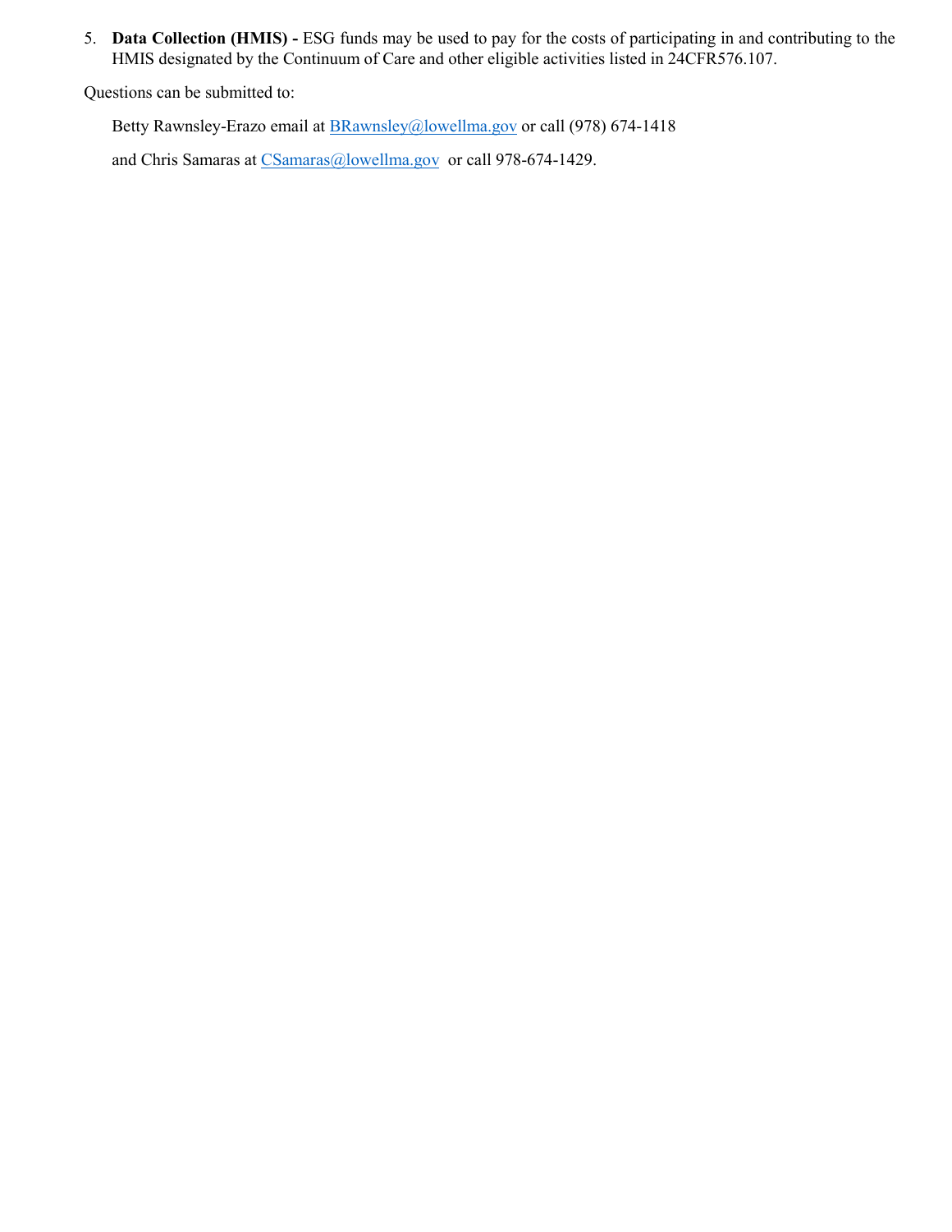5. **Data Collection (HMIS) -** ESG funds may be used to pay for the costs of participating in and contributing to the HMIS designated by the Continuum of Care and other eligible activities listed in 24CFR576.107.

Questions can be submitted to:

Betty Rawnsley-Erazo email at BRawnsley@lowellma.gov or call (978) 674-1418

and Chris Samaras at CSamaras@lowellma.gov or call 978-674-1429.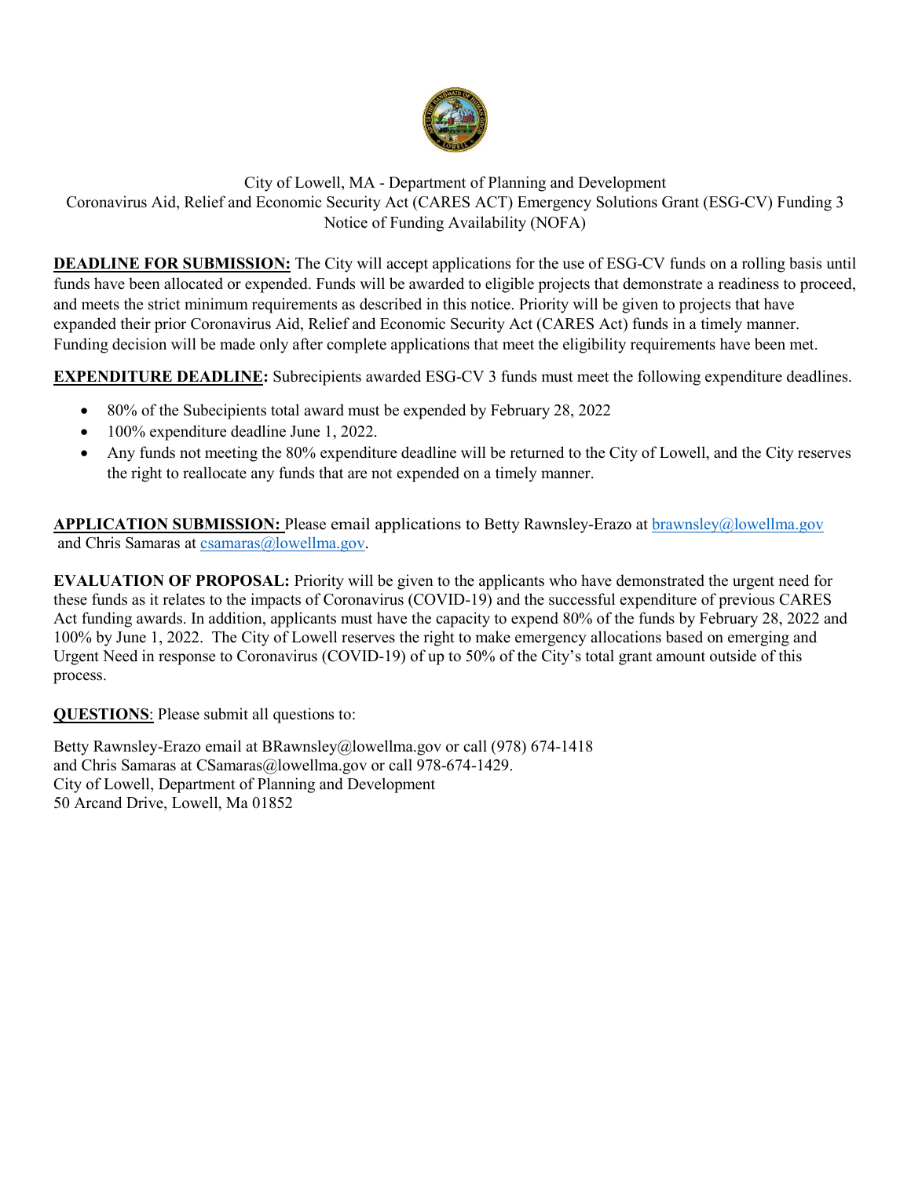City of Lowell, MA - Department of Planning and Development
Coronavirus Aid, Relief and Economic Security Act (CARES ACT) Emergency Solutions Grant (ESG-CV) Funding 3
Notice of Funding Availability (NOFA)

**DEADLINE FOR SUBMISSION:** The City will accept applications for the use of ESG-CV funds on a rolling basis until funds have been allocated or expended. Funds will be awarded to eligible projects that demonstrate a readiness to proceed, and meets the strict minimum requirements as described in this notice. Priority will be given to projects that have expanded their prior Coronavirus Aid, Relief and Economic Security Act (CARES Act) funds in a timely manner. Funding decision will be made only after complete applications that meet the eligibility requirements have been met.

**EXPENDITURE DEADLINE:** Subrecipients awarded ESG-CV 3 funds must meet the following expenditure deadlines.

- 80% of the Subecipients total award must be expended by February 28, 2022
- 100% expenditure deadline June 1, 2022.
- Any funds not meeting the 80% expenditure deadline will be returned to the City of Lowell, and the City reserves the right to reallocate any funds that are not expended on a timely manner.

**APPLICATION SUBMISSION:** Please email applications to Betty Rawnsley-Erazo at brawnsley@lowellma.gov and Chris Samaras at csamaras@lowellma.gov.

**EVALUATION OF PROPOSAL:** Priority will be given to the applicants who have demonstrated the urgent need for these funds as it relates to the impacts of Coronavirus (COVID-19) and the successful expenditure of previous CARES Act funding awards. In addition, applicants must have the capacity to expend 80% of the funds by February 28, 2022 and 100% by June 1, 2022. The City of Lowell reserves the right to make emergency allocations based on emerging and Urgent Need in response to Coronavirus (COVID-19) of up to 50% of the City's total grant amount outside of this process.

**QUESTIONS**: Please submit all questions to:

Betty Rawnsley-Erazo email at BRawnsley@lowellma.gov or call (978) 674-1418
and Chris Samaras at CSamaras@lowellma.gov or call 978-674-1429.
City of Lowell, Department of Planning and Development
50 Arcand Drive, Lowell, Ma 01852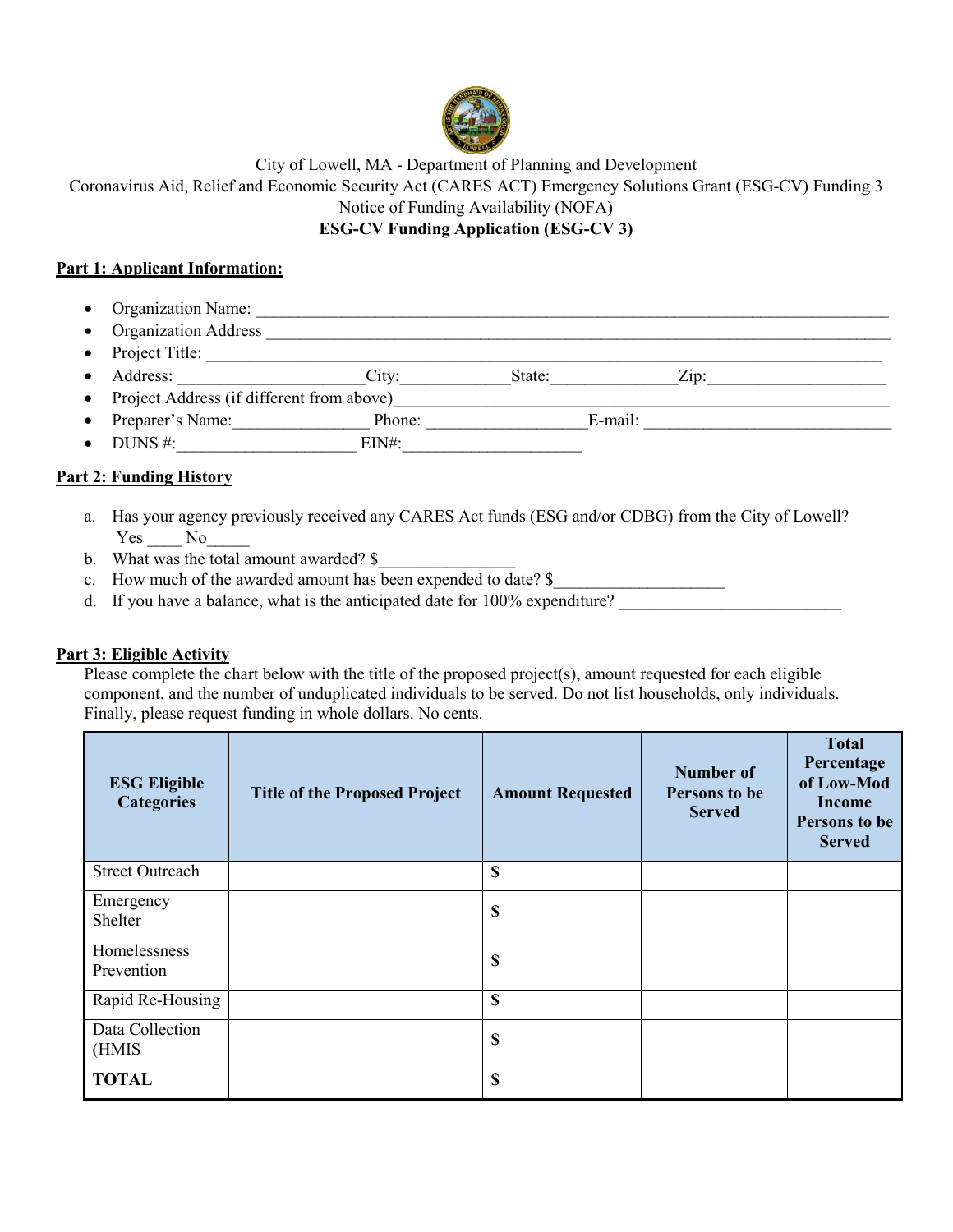City of Lowell, MA - Department of Planning and Development

Coronavirus Aid, Relief and Economic Security Act (CARES ACT) Emergency Solutions Grant (ESG-CV) Funding 3

Notice of Funding Availability (NOFA)

**ESG-CV Funding Application (ESG-CV 3)**

**Part 1: Applicant Information:**

- Organization Name: ___________________________________________________________________________
- Organization Address ___________________________________________________________________________
- Project Title: ______________________________________________________________________________
- Address: _____________________City:____________State:______________Zip:____________________
- Project Address (if different from above)_______________________________________________________
- Preparer's Name:________________ Phone: __________________E-mail: _____________________________
- DUNS #:_____________________ EIN#:_____________________

**Part 2: Funding History**

a. Has your agency previously received any CARES Act funds (ESG and/or CDBG) from the City of Lowell? Yes ____ No_____
b. What was the total amount awarded? $________________
c. How much of the awarded amount has been expended to date? $___________________
d. If you have a balance, what is the anticipated date for 100% expenditure? __________________________

**Part 3: Eligible Activity**

Please complete the chart below with the title of the proposed project(s), amount requested for each eligible component, and the number of unduplicated individuals to be served. Do not list households, only individuals. Finally, please request funding in whole dollars. No cents.

| ESG Eligible Categories | Title of the Proposed Project | Amount Requested | Number of Persons to be Served | Total Percentage of Low-Mod Income Persons to be Served |
|---|---|---|---|---|
| Street Outreach | | $ | | |
| Emergency Shelter | | $ | | |
| Homelessness Prevention | | $ | | |
| Rapid Re-Housing | | $ | | |
| Data Collection (HMIS | | $ | | |
| **TOTAL** | | $ | | |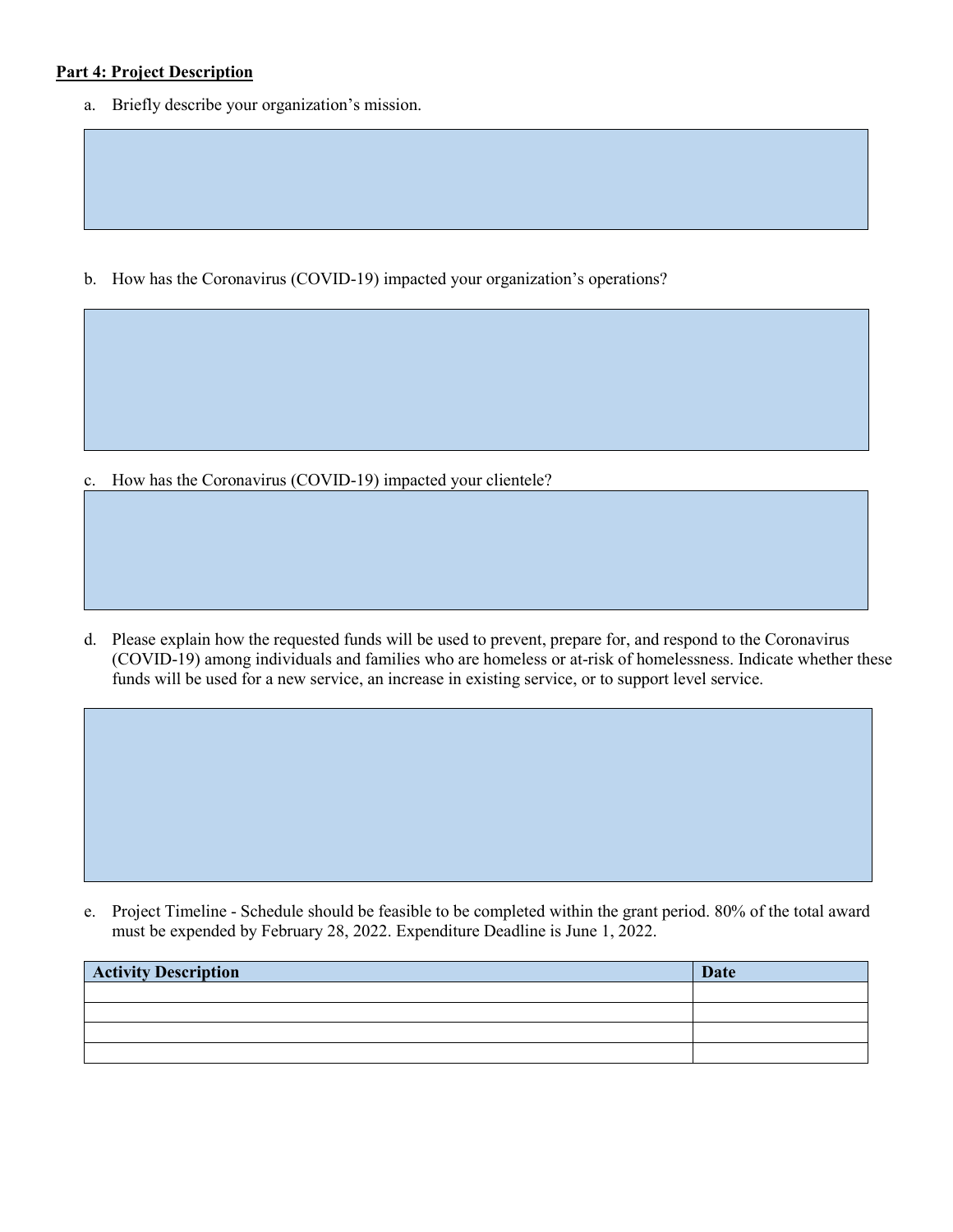**Part 4: Project Description**

a. Briefly describe your organization's mission.

b. How has the Coronavirus (COVID-19) impacted your organization's operations?

c. How has the Coronavirus (COVID-19) impacted your clientele?

d. Please explain how the requested funds will be used to prevent, prepare for, and respond to the Coronavirus (COVID-19) among individuals and families who are homeless or at-risk of homelessness. Indicate whether these funds will be used for a new service, an increase in existing service, or to support level service.

e. Project Timeline - Schedule should be feasible to be completed within the grant period. 80% of the total award must be expended by February 28, 2022. Expenditure Deadline is June 1, 2022.

| Activity Description | Date |
|---|---|
| | |
| | |
| | |
| | |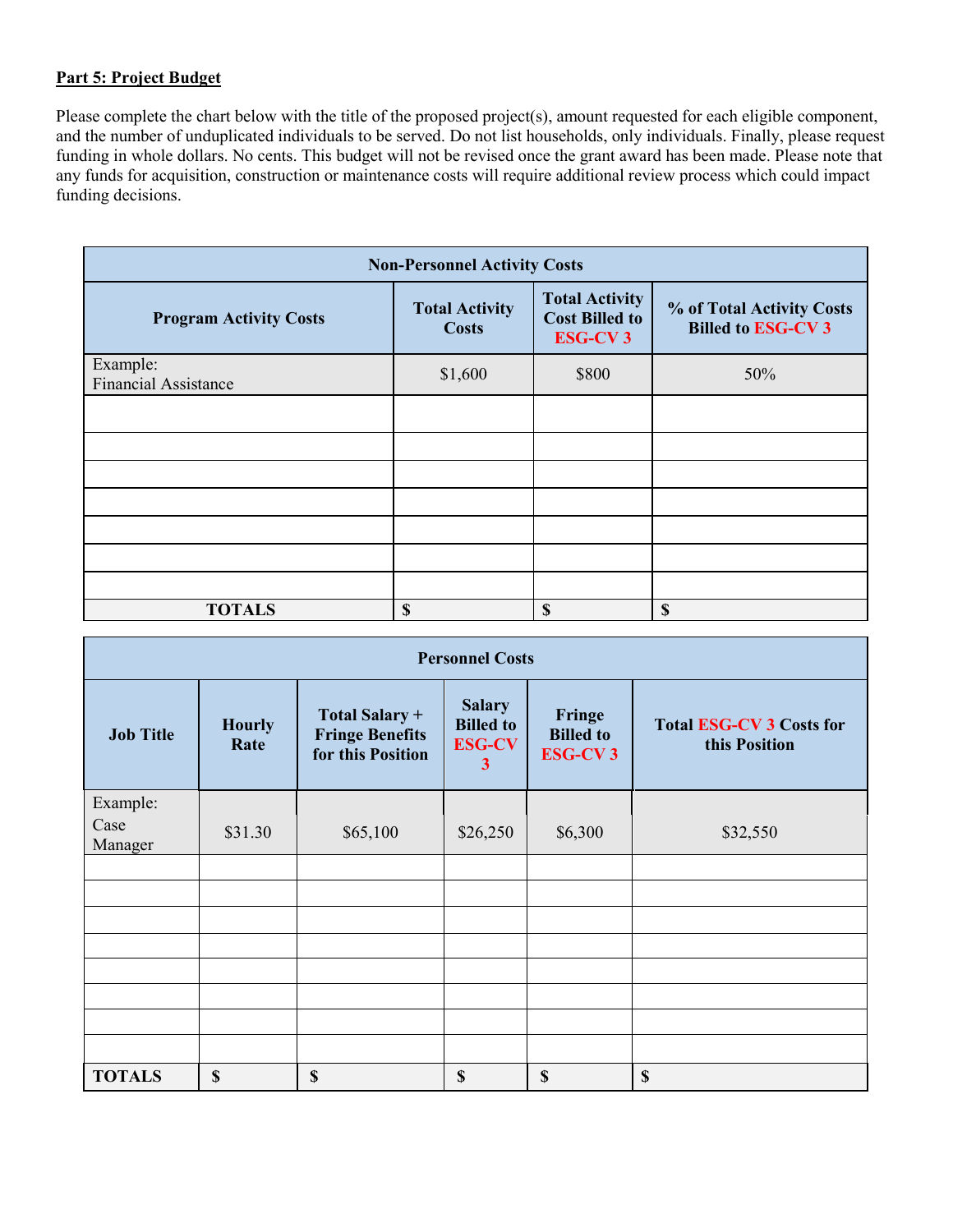**Part 5: Project Budget**

Please complete the chart below with the title of the proposed project(s), amount requested for each eligible component, and the number of unduplicated individuals to be served. Do not list households, only individuals. Finally, please request funding in whole dollars. No cents. This budget will not be revised once the grant award has been made. Please note that any funds for acquisition, construction or maintenance costs will require additional review process which could impact funding decisions.

| Non-Personnel Activity Costs | | | |
|---|---|---|---|
| **Program Activity Costs** | **Total Activity Costs** | **Total Activity Cost Billed to ESG-CV 3** | **% of Total Activity Costs Billed to ESG-CV 3** |
| Example: Financial Assistance | $1,600 | $800 | 50% |
| | | | |
| | | | |
| | | | |
| | | | |
| | | | |
| | | | |
| | | | |
| **TOTALS** | **$** | **$** | **$** |

| Personnel Costs | | | | | |
|---|---|---|---|---|---|
| **Job Title** | **Hourly Rate** | **Total Salary + Fringe Benefits for this Position** | **Salary Billed to ESG-CV 3** | **Fringe Billed to ESG-CV 3** | **Total ESG-CV 3 Costs for this Position** |
| Example: Case Manager | $31.30 | $65,100 | $26,250 | $6,300 | $32,550 |
| | | | | | |
| | | | | | |
| | | | | | |
| | | | | | |
| | | | | | |
| | | | | | |
| | | | | | |
| | | | | | |
| **TOTALS** | **$** | **$** | **$** | **$** | **$** |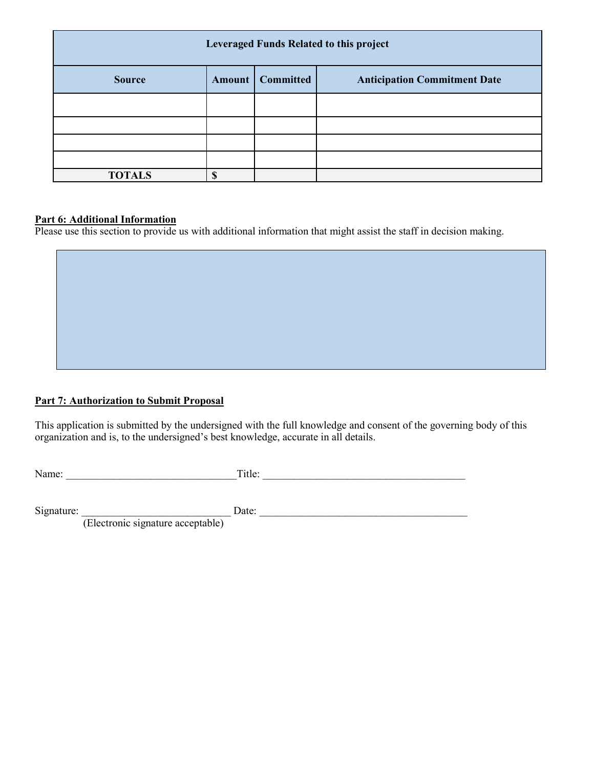| Leveraged Funds Related to this project | | | |
|---|---|---|---|
| **Source** | **Amount** | **Committed** | **Anticipation Commitment Date** |
| | | | |
| | | | |
| | | | |
| | | | |
| **TOTALS** | **$** | | |

**Part 6: Additional Information**

Please use this section to provide us with additional information that might assist the staff in decision making.

**Part 7: Authorization to Submit Proposal**

This application is submitted by the undersigned with the full knowledge and consent of the governing body of this organization and is, to the undersigned's best knowledge, accurate in all details.

Name: ________________________________Title: ______________________________________

Signature: ____________________________ Date: _______________________________________
(Electronic signature acceptable)